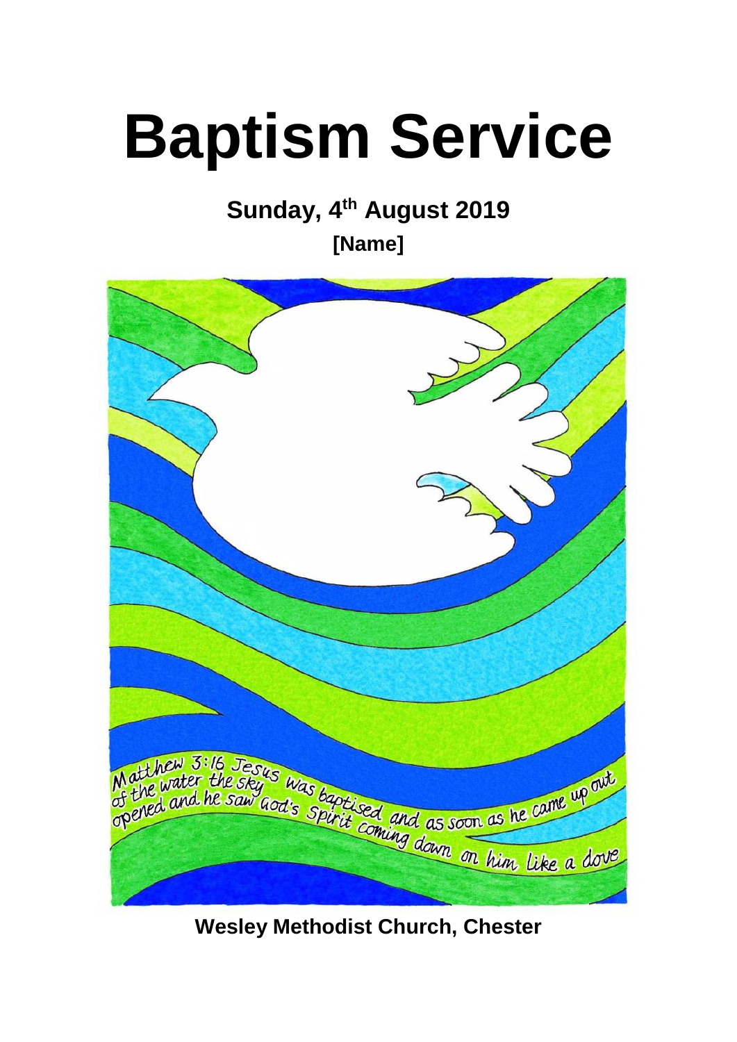# Baptism Service

**Sunday, 4th August 2019**

**[Name]**

Matthew 3:16 Jesus was baptised and as soon as he came up out of the water the sky opened and he saw God's Spirit coming down on him like a dove

**Wesley Methodist Church, Chester**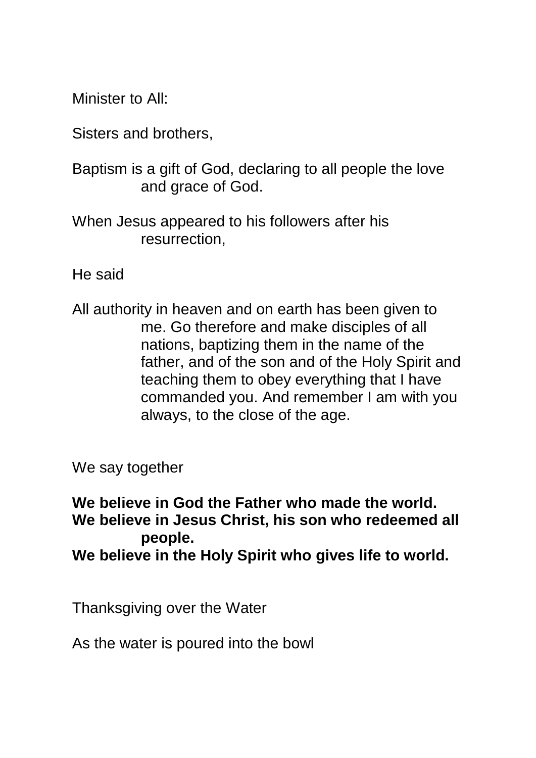Minister to All:

Sisters and brothers,

Baptism is a gift of God, declaring to all people the love and grace of God.

When Jesus appeared to his followers after his resurrection,

He said

All authority in heaven and on earth has been given to me. Go therefore and make disciples of all nations, baptizing them in the name of the father, and of the son and of the Holy Spirit and teaching them to obey everything that I have commanded you. And remember I am with you always, to the close of the age.

We say together

**We believe in God the Father who made the world.**
**We believe in Jesus Christ, his son who redeemed all people.**
**We believe in the Holy Spirit who gives life to world.**

Thanksgiving over the Water

As the water is poured into the bowl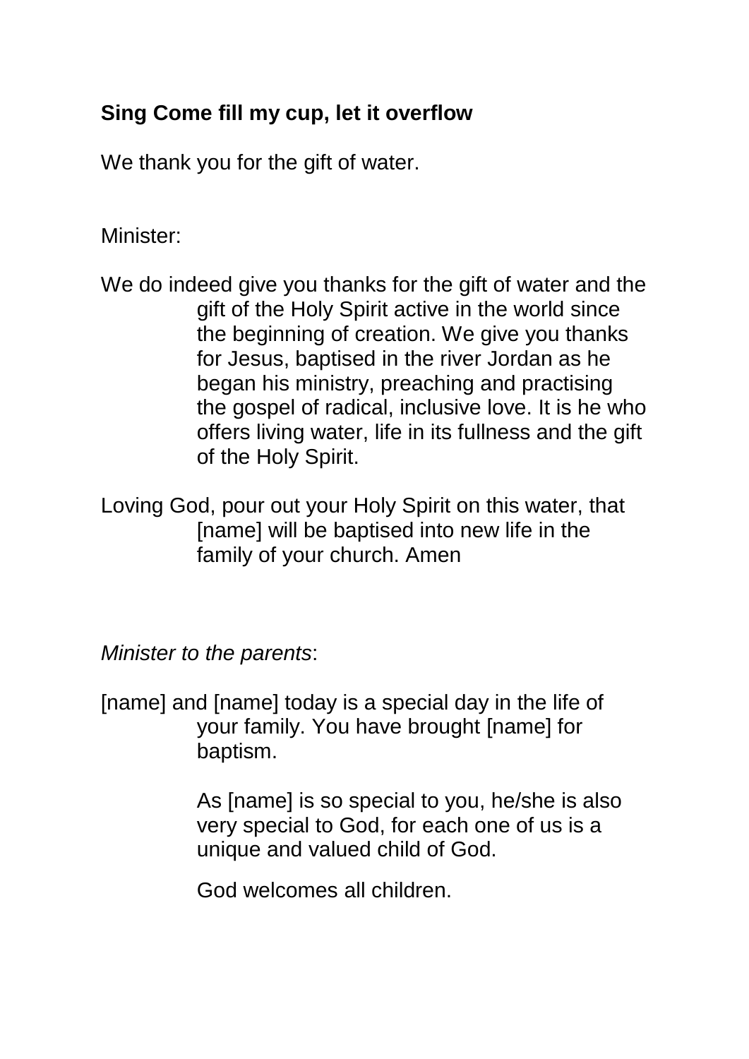**Sing Come fill my cup, let it overflow**

We thank you for the gift of water.

Minister:

We do indeed give you thanks for the gift of water and the gift of the Holy Spirit active in the world since the beginning of creation. We give you thanks for Jesus, baptised in the river Jordan as he began his ministry, preaching and practising the gospel of radical, inclusive love. It is he who offers living water, life in its fullness and the gift of the Holy Spirit.

Loving God, pour out your Holy Spirit on this water, that [name] will be baptised into new life in the family of your church. Amen

*Minister to the parents*:

[name] and [name] today is a special day in the life of your family. You have brought [name] for baptism.

As [name] is so special to you, he/she is also very special to God, for each one of us is a unique and valued child of God.

God welcomes all children.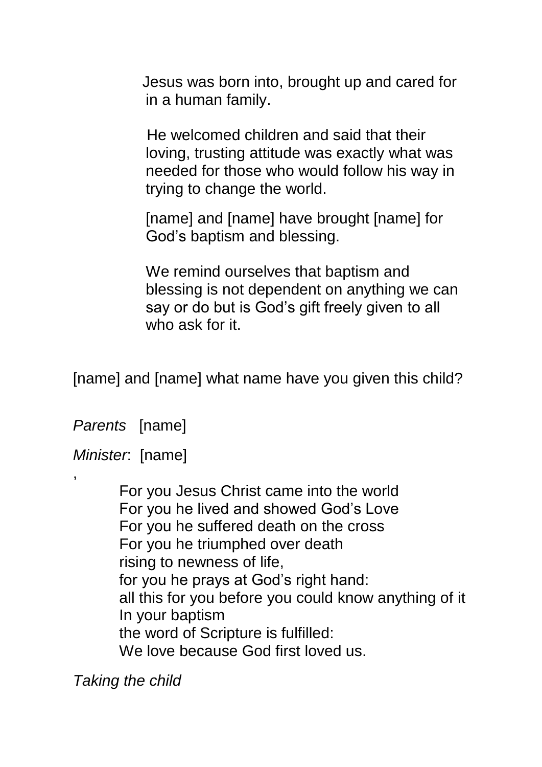Jesus was born into, brought up and cared for in a human family.

He welcomed children and said that their loving, trusting attitude was exactly what was needed for those who would follow his way in trying to change the world.

[name] and [name] have brought [name] for God's baptism and blessing.

We remind ourselves that baptism and blessing is not dependent on anything we can say or do but is God's gift freely given to all who ask for it.

[name] and [name] what name have you given this child?

*Parents* [name]

*Minister*: [name]

,

For you Jesus Christ came into the world  
For you he lived and showed God's Love  
For you he suffered death on the cross  
For you he triumphed over death  
rising to newness of life,  
for you he prays at God's right hand:  
all this for you before you could know anything of it  
In your baptism  
the word of Scripture is fulfilled:  
We love because God first loved us.

*Taking the child*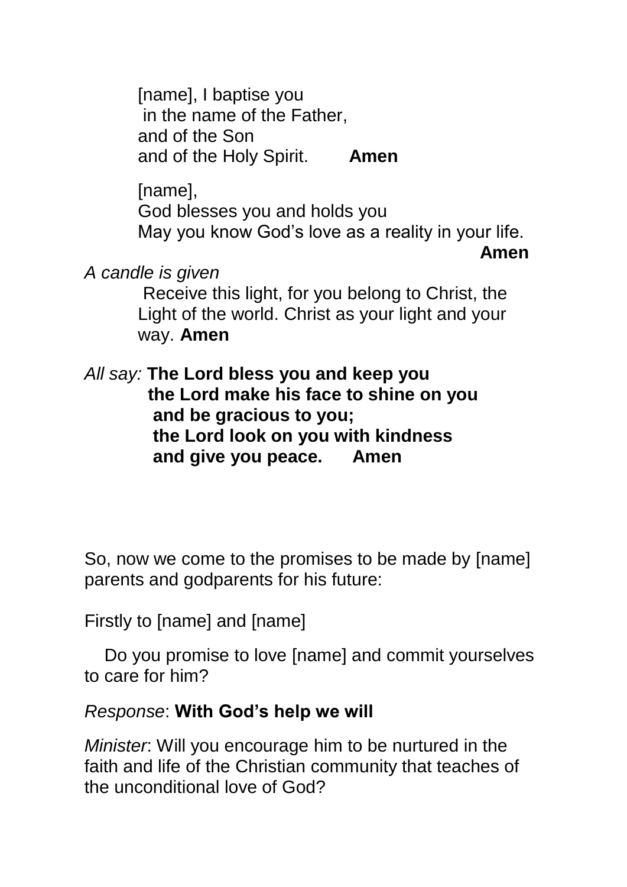[name], I baptise you
in the name of the Father,
and of the Son
and of the Holy Spirit. **Amen**

[name],
God blesses you and holds you
May you know God's love as a reality in your life.
**Amen**

*A candle is given*

Receive this light, for you belong to Christ, the Light of the world. Christ as your light and your way. **Amen**

*All say:* **The Lord bless you and keep you**
**the Lord make his face to shine on you**
**and be gracious to you;**
**the Lord look on you with kindness**
**and give you peace. Amen**

So, now we come to the promises to be made by [name] parents and godparents for his future:

Firstly to [name] and [name]

Do you promise to love [name] and commit yourselves to care for him?

*Response*: **With God's help we will**

*Minister*: Will you encourage him to be nurtured in the faith and life of the Christian community that teaches of the unconditional love of God?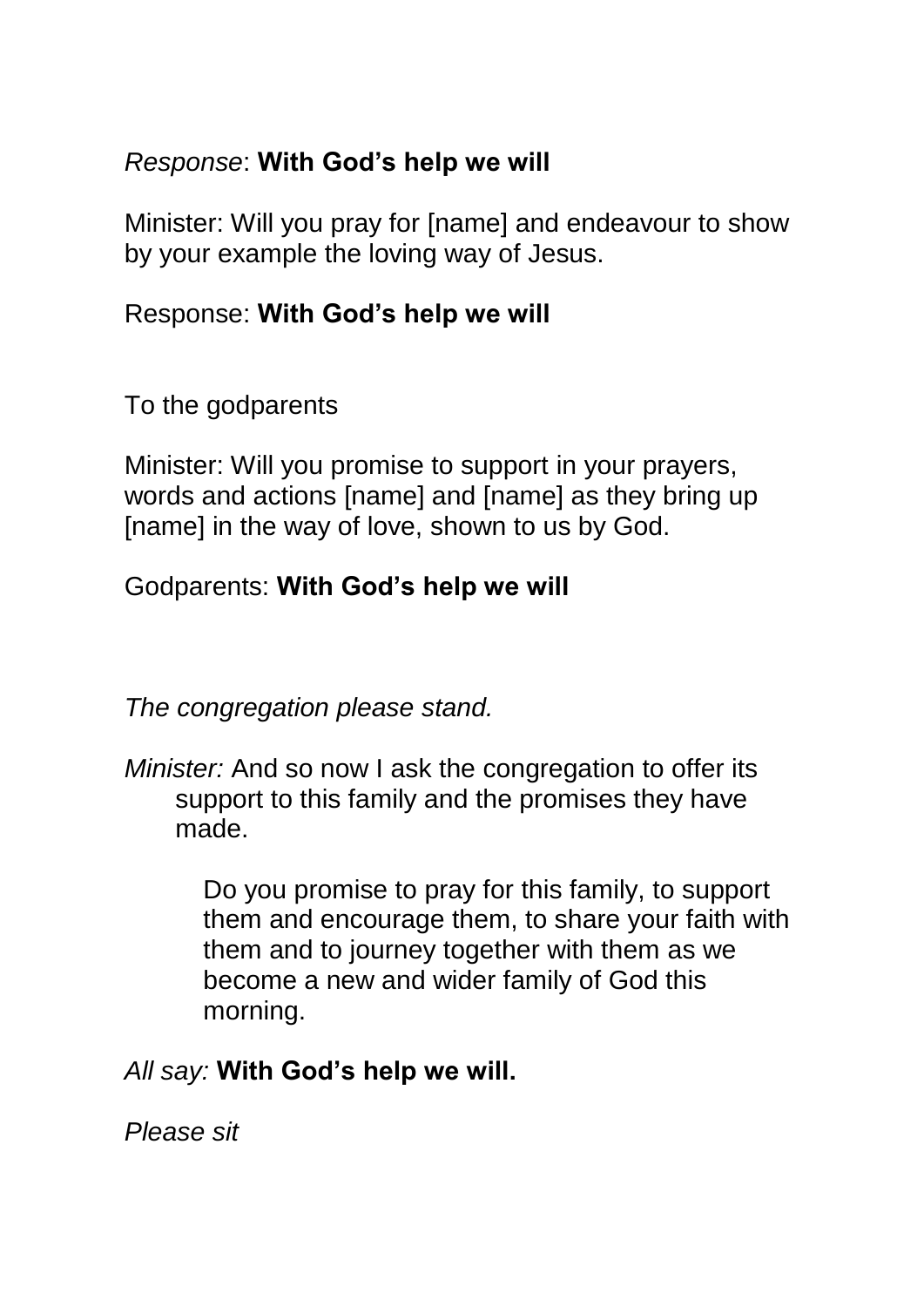*Response*: **With God's help we will**

Minister: Will you pray for [name] and endeavour to show by your example the loving way of Jesus.

Response: **With God's help we will**

To the godparents

Minister: Will you promise to support in your prayers, words and actions [name] and [name] as they bring up [name] in the way of love, shown to us by God.

Godparents: **With God's help we will**

*The congregation please stand.*

*Minister:* And so now I ask the congregation to offer its support to this family and the promises they have made.

> Do you promise to pray for this family, to support them and encourage them, to share your faith with them and to journey together with them as we become a new and wider family of God this morning.

*All say:* **With God's help we will.**

*Please sit*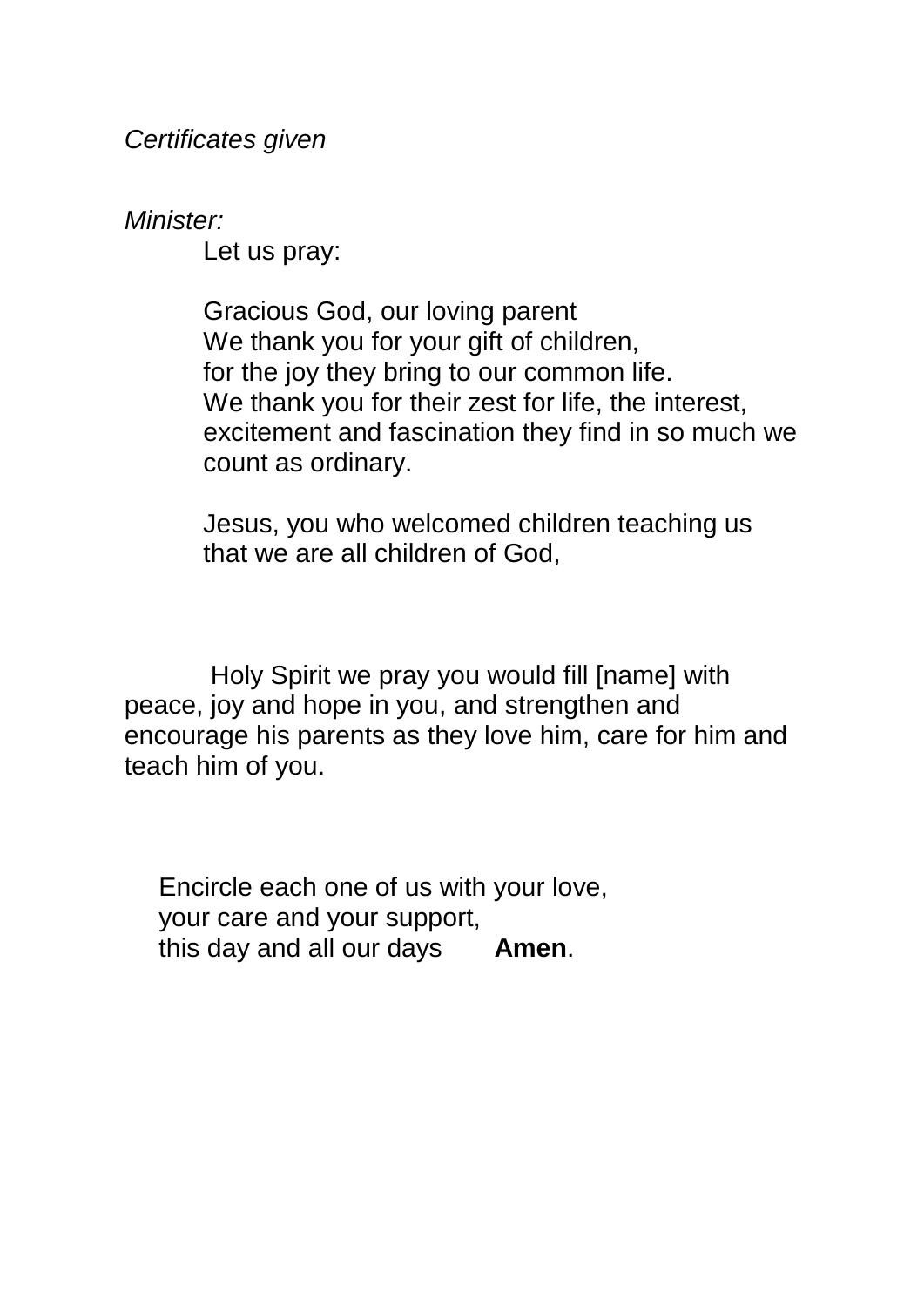*Certificates given*

*Minister:*

Let us pray:

Gracious God, our loving parent
We thank you for your gift of children,
for the joy they bring to our common life.
We thank you for their zest for life, the interest, excitement and fascination they find in so much we count as ordinary.

Jesus, you who welcomed children teaching us that we are all children of God,

Holy Spirit we pray you would fill [name] with peace, joy and hope in you, and strengthen and encourage his parents as they love him, care for him and teach him of you.

Encircle each one of us with your love,
your care and your support,
this day and all our days **Amen**.